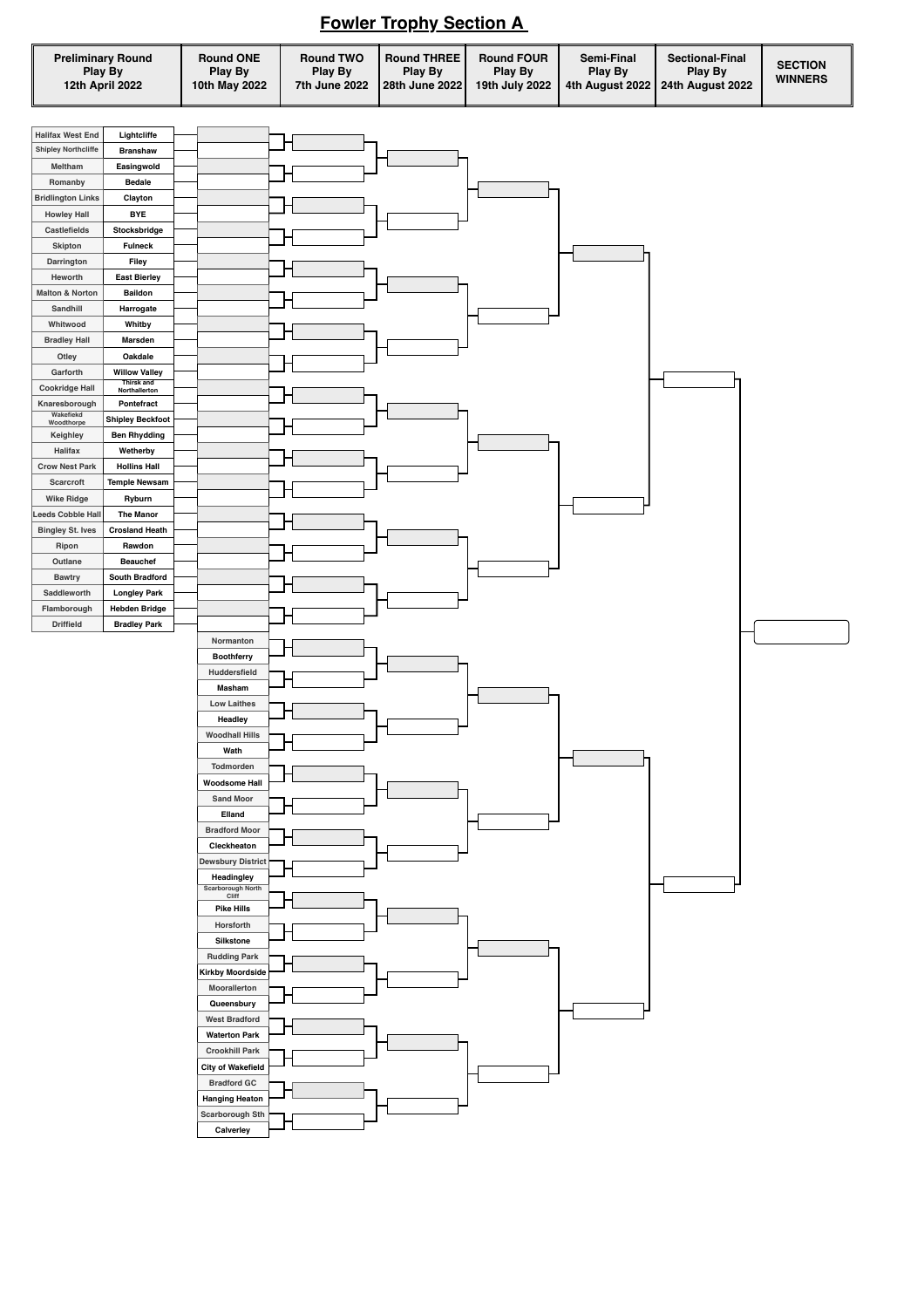# Fowler Trophy Section A

| Preliminary Round Play By 12th April 2022 | Round ONE Play By 10th May 2022 | Round TWO Play By 7th June 2022 | Round THREE Play By 28th June 2022 | Round FOUR Play By 19th July 2022 | Semi-Final Play By 4th August 2022 | Sectional-Final Play By 24th August 2022 | SECTION WINNERS |
|---|---|---|---|---|---|---|---|

## Preliminary Round

| Home | Away |
|---|---|
| Halifax West End | Lightcliffe |
| Shipley Northcliffe | Branshaw |
| Meltham | Easingwold |
| Romanby | Bedale |
| Bridlington Links | Clayton |
| Howley Hall | BYE |
| Castlefields | Stocksbridge |
| Skipton | Fulneck |
| Darrington | Filey |
| Heworth | East Bierley |
| Malton & Norton | Baildon |
| Sandhill | Harrogate |
| Whitwood | Whitby |
| Bradley Hall | Marsden |
| Otley | Oakdale |
| Garforth | Willow Valley |
| Cookridge Hall | Thirsk and Northallerton |
| Knaresborough | Pontefract |
| Wakefield Woodthorpe | Shipley Beckfoot |
| Keighley | Ben Rhydding |
| Halifax | Wetherby |
| Crow Nest Park | Hollins Hall |
| Scarcroft | Temple Newsam |
| Wike Ridge | Ryburn |
| Leeds Cobble Hall | The Manor |
| Bingley St. Ives | Crosland Heath |
| Ripon | Rawdon |
| Outlane | Beauchef |
| Bawtry | South Bradford |
| Saddleworth | Longley Park |
| Flamborough | Hebden Bridge |
| Driffield | Bradley Park |

## Round One (entering clubs)

| Home | Away |
|---|---|
| Normanton | Boothferry |
| Huddersfield | Masham |
| Low Laithes | Headley |
| Woodhall Hills | Wath |
| Todmorden | Woodsome Hall |
| Sand Moor | Elland |
| Bradford Moor | Cleckheaton |
| Dewsbury District | Headingley |
| Scarborough North Cliff | Pike Hills |
| Horsforth | Silkstone |
| Rudding Park | Kirkby Moorside |
| Moorallerton | Queensbury |
| West Bradford | Waterton Park |
| Crookhill Park | City of Wakefield |
| Bradford GC | Hanging Heaton |
| Scarborough Sth | Calverley |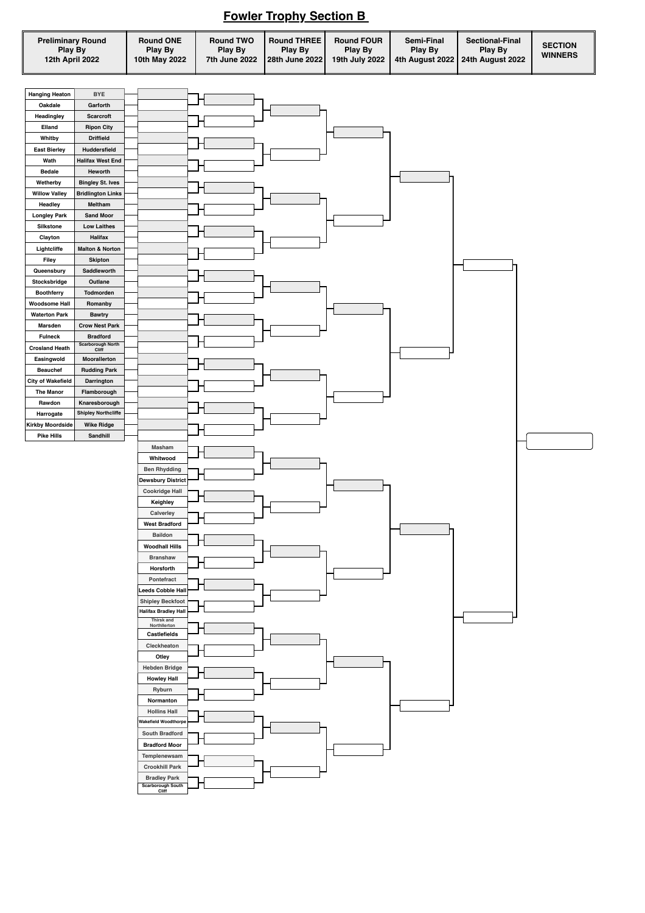# Fowler Trophy Section B

| Preliminary Round Play By 12th April 2022 | Round ONE Play By 10th May 2022 | Round TWO Play By 7th June 2022 | Round THREE Play By 28th June 2022 | Round FOUR Play By 19th July 2022 | Semi-Final Play By 4th August 2022 | Sectional-Final Play By 24th August 2022 | SECTION WINNERS |
|---|---|---|---|---|---|---|---|

## Preliminary Round

| | |
|---|---|
| Hanging Heaton | BYE |
| Oakdale | Garforth |
| Headingley | Scarcroft |
| Elland | Ripon City |
| Whitby | Driffield |
| East Bierley | Huddersfield |
| Wath | Halifax West End |
| Bedale | Heworth |
| Wetherby | Bingley St. Ives |
| Willow Valley | Bridlington Links |
| Headley | Meltham |
| Longley Park | Sand Moor |
| Silkstone | Low Laithes |
| Clayton | Halifax |
| Lightcliffe | Malton & Norton |
| Filey | Skipton |
| Queensbury | Saddleworth |
| Stocksbridge | Outlane |
| Boothferry | Todmorden |
| Woodsome Hall | Romanby |
| Waterton Park | Bawtry |
| Marsden | Crow Nest Park |
| Fulneck | Bradford |
| Crosland Heath | Scarborough North Cliff |
| Easingwold | Mooorallerton |
| Beauchef | Rudding Park |
| City of Wakefield | Darrington |
| The Manor | Flamborough |
| Rawdon | Knaresborough |
| Harrogate | Shipley Northcliffe |
| Kirkby Moordside | Wike Ridge |
| Pike Hills | Sandhill |

## Round ONE

Masham
Whitwood
Ben Rhydding
Dewsbury District
Cookridge Hall
Keighley
Calverley
West Bradford
Baildon
Woodhall Hills
Branshaw
Horsforth
Pontefract
Leeds Cobble Hall
Shipley Beckfoot
Halifax Bradley Hall
Thirsk and Northallerton
Castlefields
Cleckheaton
Otley
Hebden Bridge
Howley Hall
Ryburn
Normanton
Hollins Hall
Wakefield Woodthorpe
South Bradford
Bradford Moor
Templenewsam
Crookhill Park
Bradley Park
Scarborough South Cliff